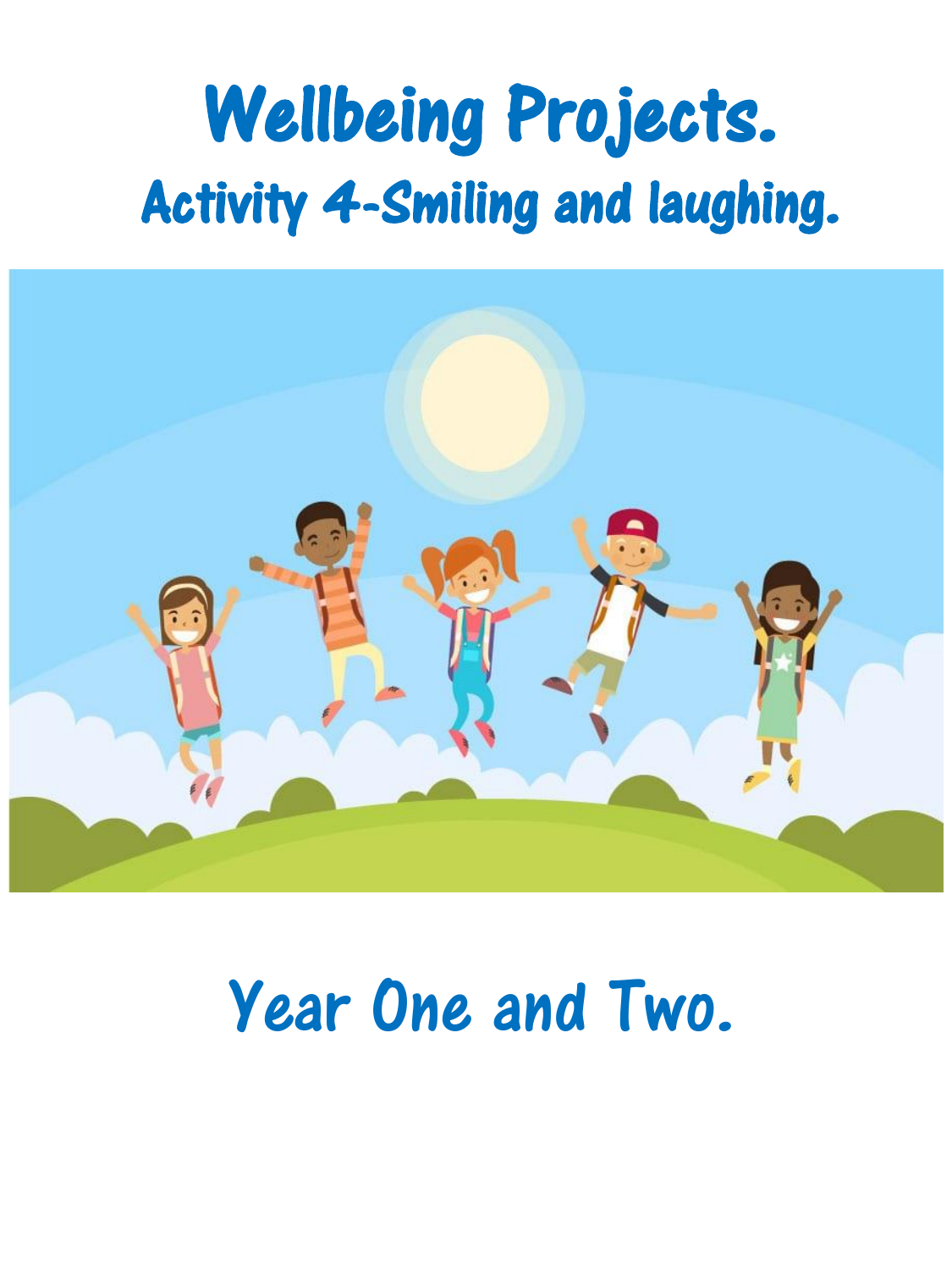# Wellbeing Projects.

## Activity 4-Smiling and laughing.

## Year One and Two.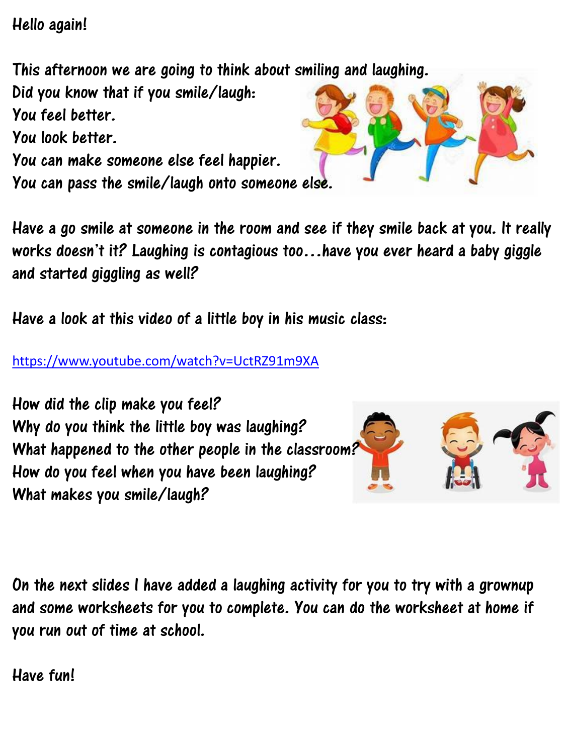Hello again!

This afternoon we are going to think about smiling and laughing.

Did you know that if you smile/laugh:

You feel better.

You look better.

You can make someone else feel happier.

You can pass the smile/laugh onto someone else.

Have a go smile at someone in the room and see if they smile back at you. It really works doesn't it? Laughing is contagious too…have you ever heard a baby giggle and started giggling as well?

Have a look at this video of a little boy in his music class:

https://www.youtube.com/watch?v=UctRZ91m9XA

How did the clip make you feel?

Why do you think the little boy was laughing?

What happened to the other people in the classroom?

How do you feel when you have been laughing?

What makes you smile/laugh?

On the next slides I have added a laughing activity for you to try with a grownup and some worksheets for you to complete. You can do the worksheet at home if you run out of time at school.

Have fun!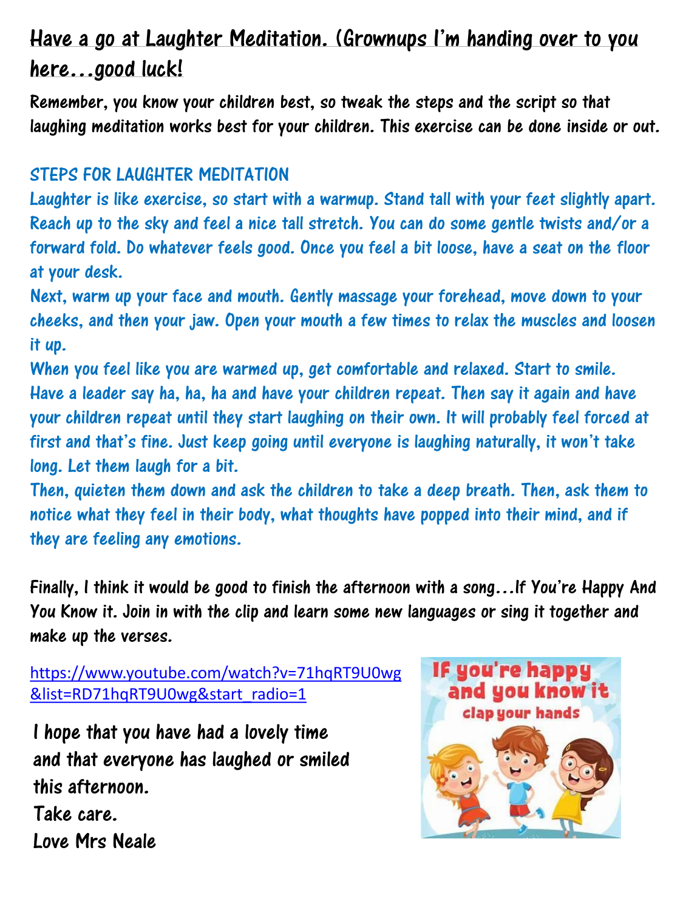## Have a go at Laughter Meditation. (Grownups I'm handing over to you here…good luck!

**Remember, you know your children best, so tweak the steps and the script so that laughing meditation works best for your children. This exercise can be done inside or out.**

### STEPS FOR LAUGHTER MEDITATION

Laughter is like exercise, so start with a warmup. Stand tall with your feet slightly apart. Reach up to the sky and feel a nice tall stretch. You can do some gentle twists and/or a forward fold. Do whatever feels good. Once you feel a bit loose, have a seat on the floor at your desk.

Next, warm up your face and mouth. Gently massage your forehead, move down to your cheeks, and then your jaw. Open your mouth a few times to relax the muscles and loosen it up.

When you feel like you are warmed up, get comfortable and relaxed. Start to smile. Have a leader say ha, ha, ha and have your children repeat. Then say it again and have your children repeat until they start laughing on their own. It will probably feel forced at first and that's fine. Just keep going until everyone is laughing naturally, it won't take long. Let them laugh for a bit.

Then, quieten them down and ask the children to take a deep breath. Then, ask them to notice what they feel in their body, what thoughts have popped into their mind, and if they are feeling any emotions.

**Finally, I think it would be good to finish the afternoon with a song…If You're Happy And You Know it. Join in with the clip and learn some new languages or sing it together and make up the verses.**

https://www.youtube.com/watch?v=71hqRT9U0wg&list=RD71hqRT9U0wg&start_radio=1

If you're happy and you know it clap your hands

**I hope that you have had a lovely time and that everyone has laughed or smiled this afternoon.**
**Take care.**
**Love Mrs Neale**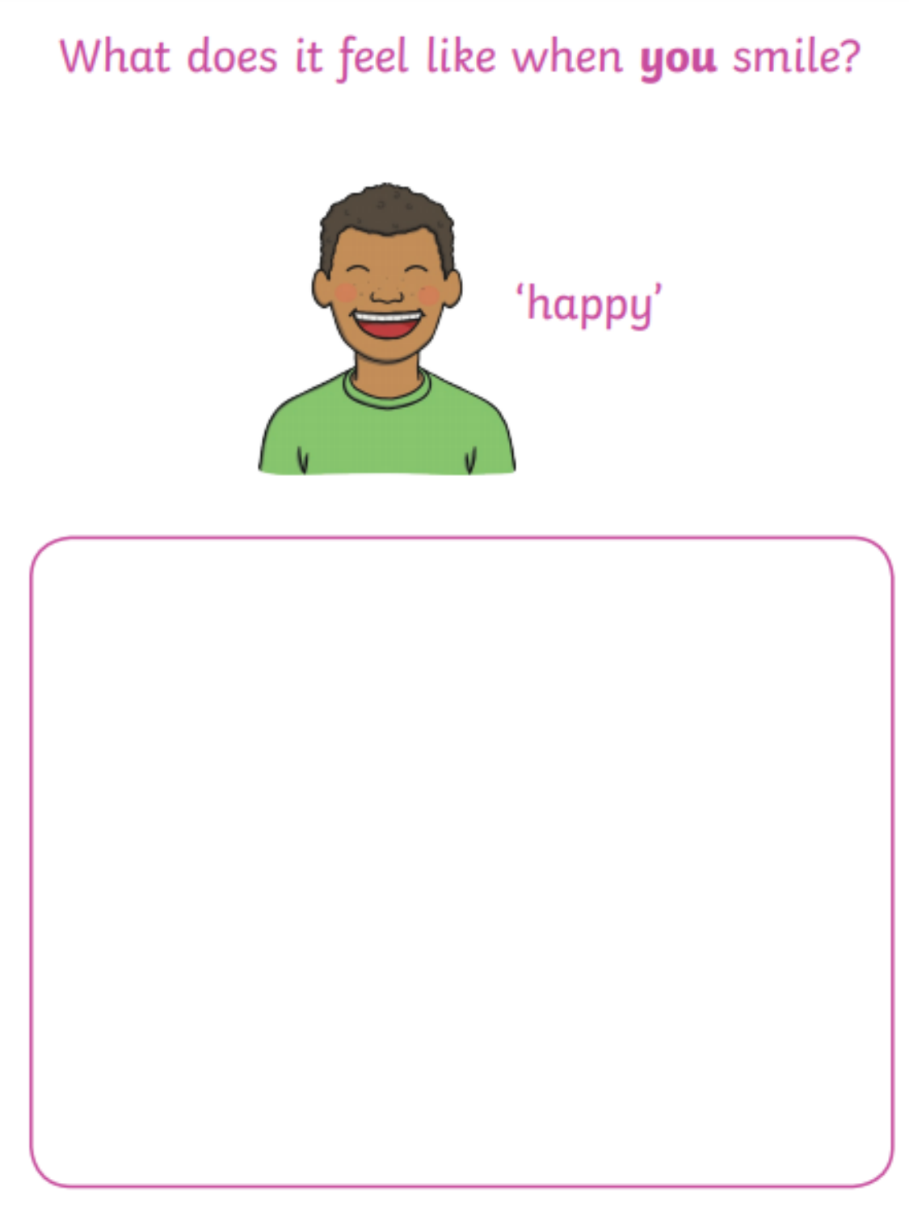# What does it feel like when **you** smile?

'happy'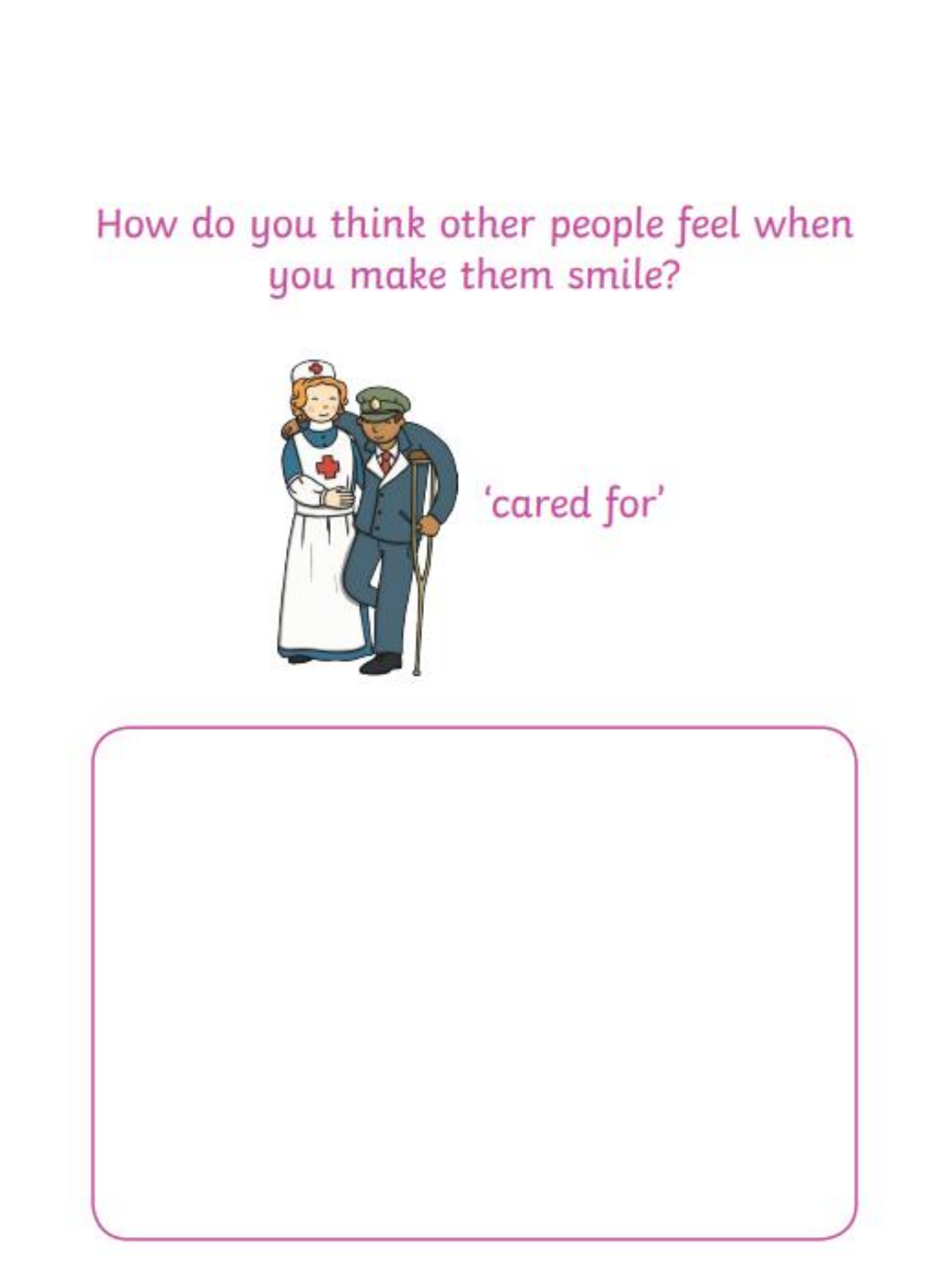How do you think other people feel when you make them smile?

'cared for'